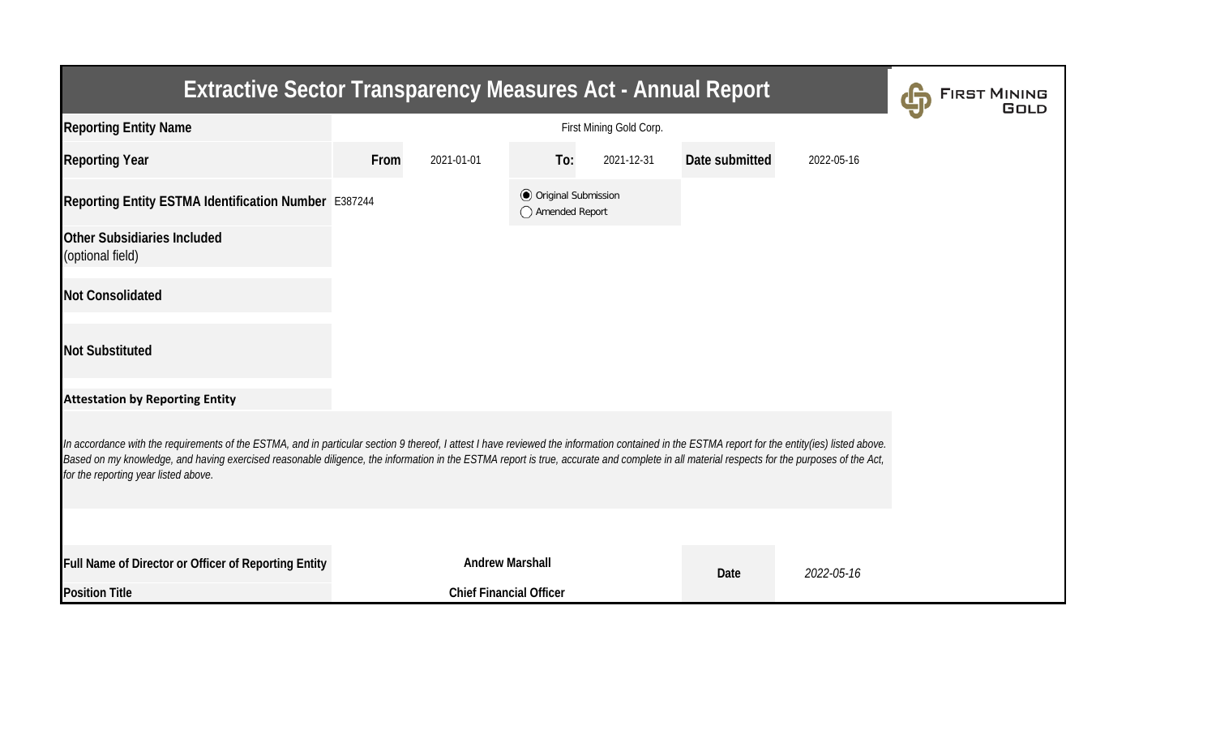# Extractive Sector Transparency Measures Act - Annual Report

FIRST MINING GOLD

| | | | | | | |
|---|---|---|---|---|---|---|
| **Reporting Entity Name** | First Mining Gold Corp. | | | | | |
| **Reporting Year** | **From** | 2021-01-01 | **To:** | 2021-12-31 | **Date submitted** | 2022-05-16 |
| **Reporting Entity ESTMA Identification Number** | E387244 | | (●) Original Submission<br>( ) Amended Report | | | |
| **Other Subsidiaries Included** (optional field) | | | | | | |
| **Not Consolidated** | | | | | | |
| **Not Substituted** | | | | | | |

**Attestation by Reporting Entity**

*In accordance with the requirements of the ESTMA, and in particular section 9 thereof, I attest I have reviewed the information contained in the ESTMA report for the entity(ies) listed above. Based on my knowledge, and having exercised reasonable diligence, the information in the ESTMA report is true, accurate and complete in all material respects for the purposes of the Act, for the reporting year listed above.*

| | | | |
|---|---|---|---|
| **Full Name of Director or Officer of Reporting Entity** | **Andrew Marshall** | **Date** | *2022-05-16* |
| **Position Title** | **Chief Financial Officer** | | |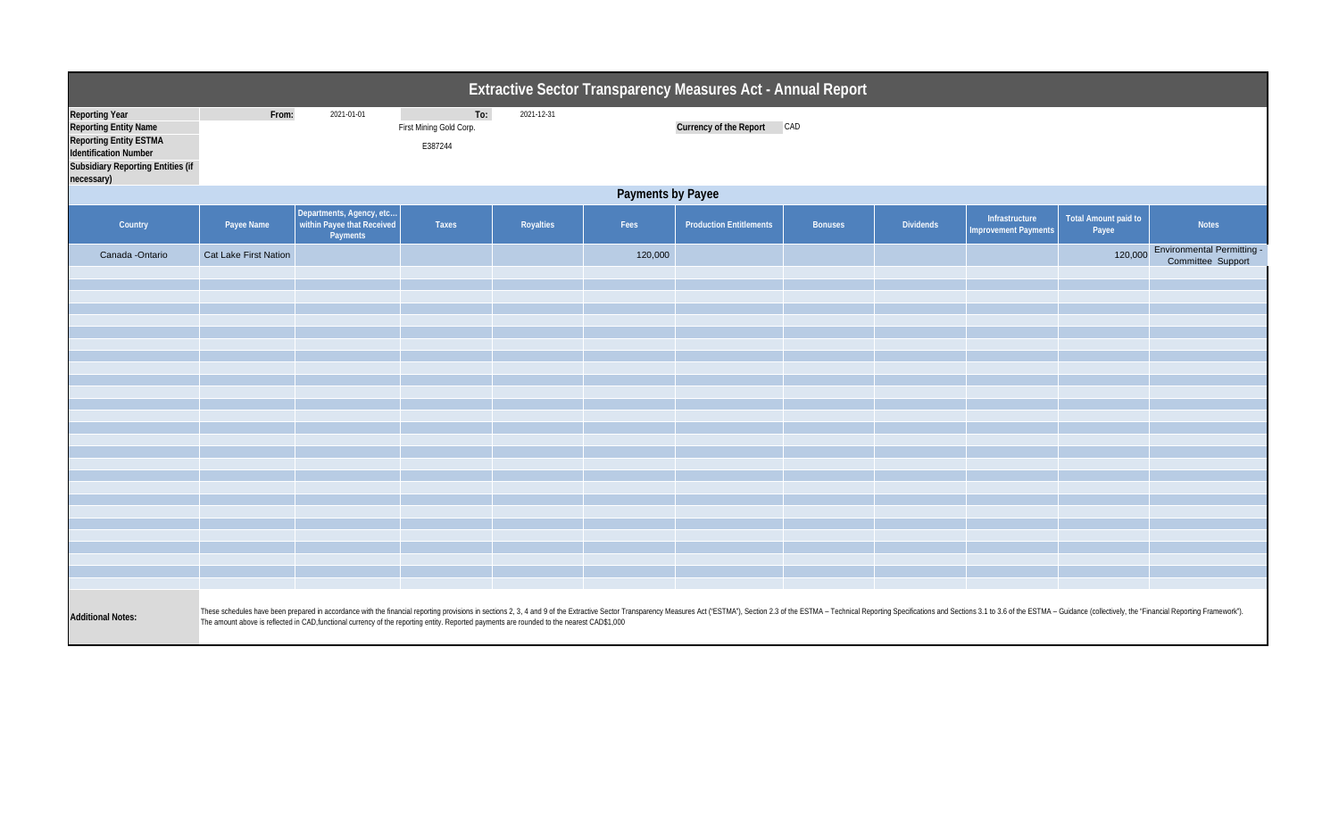# Extractive Sector Transparency Measures Act - Annual Report

| | | | | |
|---|---|---|---|---|
| **Reporting Year** | From: | 2021-01-01 | To: | 2021-12-31 |
| **Reporting Entity Name** | First Mining Gold Corp. | | **Currency of the Report** | CAD |
| **Reporting Entity ESTMA Identification Number** | E387244 | | | |
| **Subsidiary Reporting Entities (if necessary)** | | | | |

## Payments by Payee

| Country | Payee Name | Departments, Agency, etc... within Payee that Received Payments | Taxes | Royalties | Fees | Production Entitlements | Bonuses | Dividends | Infrastructure Improvement Payments | Total Amount paid to Payee | Notes |
|---|---|---|---|---|---|---|---|---|---|---|---|
| Canada -Ontario | Cat Lake First Nation | | | | 120,000 | | | | | 120,000 | Environmental Permitting - Committee Support |

**Additional Notes:**

These schedules have been prepared in accordance with the financial reporting provisions in sections 2, 3, 4 and 9 of the Extractive Sector Transparency Measures Act ("ESTMA"), Section 2.3 of the ESTMA – Technical Reporting Specifications and Sections 3.1 to 3.6 of the ESTMA – Guidance (collectively, the "Financial Reporting Framework").
The amount above is reflected in CAD,functional currency of the reporting entity. Reported payments are rounded to the nearest CAD$1,000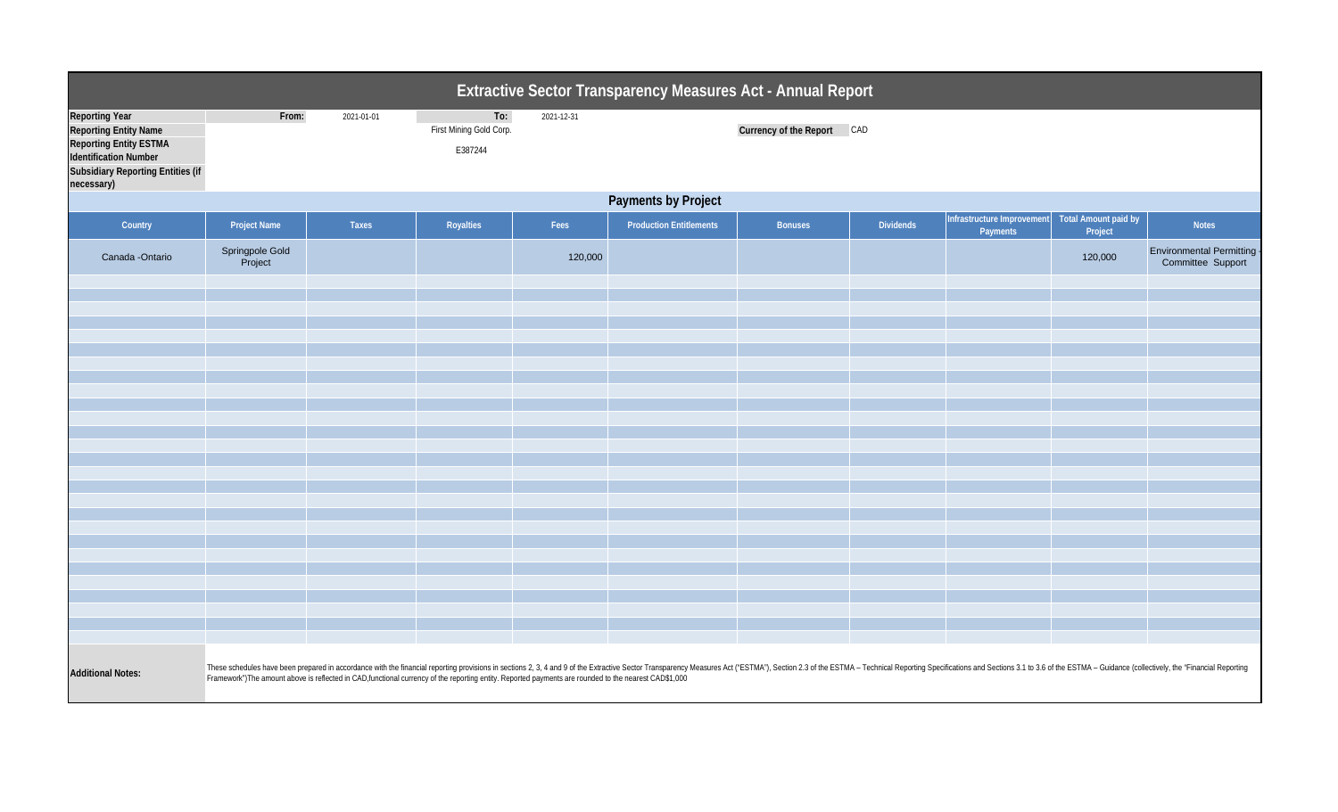# Extractive Sector Transparency Measures Act - Annual Report

| | | | | |
|---|---|---|---|---|
| **Reporting Year** | **From:** | 2021-01-01 | **To:** | 2021-12-31 |
| **Reporting Entity Name** | | | First Mining Gold Corp. | |
| **Reporting Entity ESTMA Identification Number** | | | E387244 | |
| **Subsidiary Reporting Entities (if necessary)** | | | | |

**Currency of the Report** CAD

## Payments by Project

| Country | Project Name | Taxes | Royalties | Fees | Production Entitlements | Bonuses | Dividends | Infrastructure Improvement Payments | Total Amount paid by Project | Notes |
|---|---|---|---|---|---|---|---|---|---|---|
| Canada -Ontario | Springpole Gold Project | | | 120,000 | | | | | 120,000 | Environmental Permitting - Committee Support |

**Additional Notes:** These schedules have been prepared in accordance with the financial reporting provisions in sections 2, 3, 4 and 9 of the Extractive Sector Transparency Measures Act ("ESTMA"), Section 2.3 of the ESTMA – Technical Reporting Specifications and Sections 3.1 to 3.6 of the ESTMA – Guidance (collectively, the "Financial Reporting Framework")The amount above is reflected in CAD,functional currency of the reporting entity. Reported payments are rounded to the nearest CAD$1,000